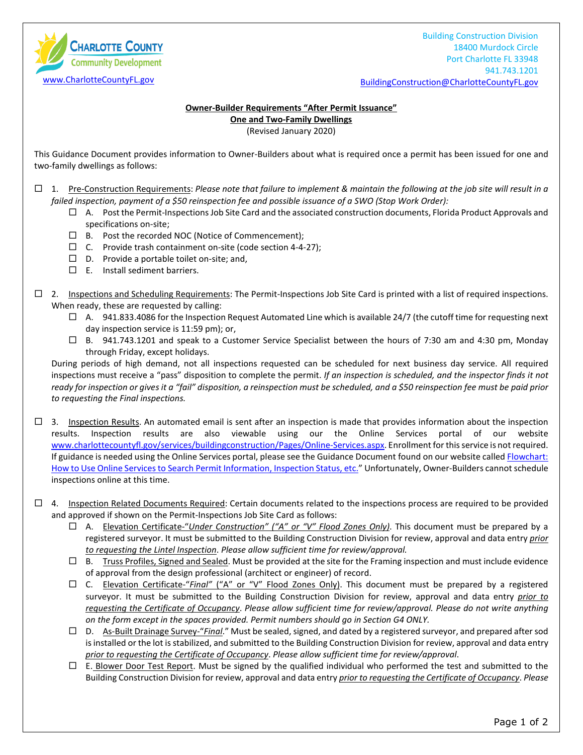Charlotte County Community Development
www.CharlotteCountyFL.gov

Building Construction Division
18400 Murdock Circle
Port Charlotte FL 33948
941.743.1201
BuildingConstruction@CharlotteCountyFL.gov

**Owner-Builder Requirements "After Permit Issuance"**
**One and Two-Family Dwellings**
(Revised January 2020)

This Guidance Document provides information to Owner-Builders about what is required once a permit has been issued for one and two-family dwellings as follows:

- ☐ 1. Pre-Construction Requirements: *Please note that failure to implement & maintain the following at the job site will result in a failed inspection, payment of a $50 reinspection fee and possible issuance of a SWO (Stop Work Order):*
  - ☐ A. Post the Permit-Inspections Job Site Card and the associated construction documents, Florida Product Approvals and specifications on-site;
  - ☐ B. Post the recorded NOC (Notice of Commencement);
  - ☐ C. Provide trash containment on-site (code section 4-4-27);
  - ☐ D. Provide a portable toilet on-site; and,
  - ☐ E. Install sediment barriers.

- ☐ 2. Inspections and Scheduling Requirements: The Permit-Inspections Job Site Card is printed with a list of required inspections. When ready, these are requested by calling:
  - ☐ A. 941.833.4086 for the Inspection Request Automated Line which is available 24/7 (the cutoff time for requesting next day inspection service is 11:59 pm); or,
  - ☐ B. 941.743.1201 and speak to a Customer Service Specialist between the hours of 7:30 am and 4:30 pm, Monday through Friday, except holidays.

  During periods of high demand, not all inspections requested can be scheduled for next business day service. All required inspections must receive a "pass" disposition to complete the permit. *If an inspection is scheduled, and the inspector finds it not ready for inspection or gives it a "fail" disposition, a reinspection must be scheduled, and a $50 reinspection fee must be paid prior to requesting the Final inspections.*

- ☐ 3. Inspection Results. An automated email is sent after an inspection is made that provides information about the inspection results. Inspection results are also viewable using our the Online Services portal of our website www.charlottecountyfl.gov/services/buildingconstruction/Pages/Online-Services.aspx. Enrollment for this service is not required. If guidance is needed using the Online Services portal, please see the Guidance Document found on our website called Flowchart: How to Use Online Services to Search Permit Information, Inspection Status, etc." Unfortunately, Owner-Builders cannot schedule inspections online at this time.

- ☐ 4. Inspection Related Documents Required: Certain documents related to the inspections process are required to be provided and approved if shown on the Permit-Inspections Job Site Card as follows:
  - ☐ A. Elevation Certificate-"*Under Construction" ("A" or "V" Flood Zones Only)*. This document must be prepared by a registered surveyor. It must be submitted to the Building Construction Division for review, approval and data entry *prior to requesting the Lintel Inspection*. *Please allow sufficient time for review/approval.*
  - ☐ B. Truss Profiles, Signed and Sealed. Must be provided at the site for the Framing inspection and must include evidence of approval from the design professional (architect or engineer) of record.
  - ☐ C. Elevation Certificate-"*Final*" ("A" or "V" Flood Zones Only). This document must be prepared by a registered surveyor. It must be submitted to the Building Construction Division for review, approval and data entry *prior to requesting the Certificate of Occupancy*. *Please allow sufficient time for review/approval. Please do not write anything on the form except in the spaces provided. Permit numbers should go in Section G4 ONLY.*
  - ☐ D. As-Built Drainage Survey-"*Final*." Must be sealed, signed, and dated by a registered surveyor, and prepared after sod is installed or the lot is stabilized, and submitted to the Building Construction Division for review, approval and data entry *prior to requesting the Certificate of Occupancy*. *Please allow sufficient time for review/approval*.
  - ☐ E. Blower Door Test Report. Must be signed by the qualified individual who performed the test and submitted to the Building Construction Division for review, approval and data entry *prior to requesting the Certificate of Occupancy*. *Please*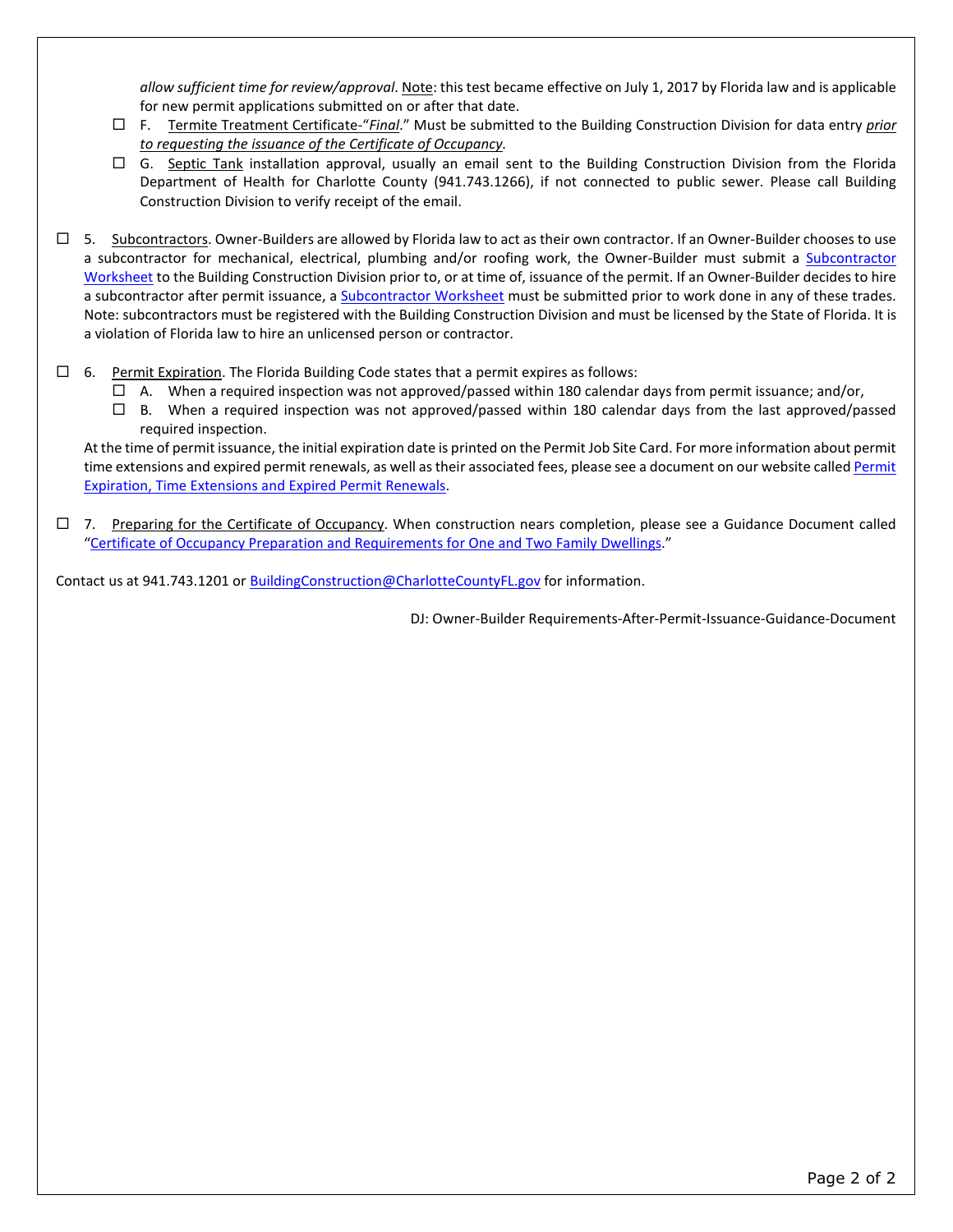*allow sufficient time for review/approval*. Note: this test became effective on July 1, 2017 by Florida law and is applicable for new permit applications submitted on or after that date.

- ☐ F. Termite Treatment Certificate-"*Final*." Must be submitted to the Building Construction Division for data entry ***prior to requesting the issuance of the Certificate of Occupancy***.
- ☐ G. Septic Tank installation approval, usually an email sent to the Building Construction Division from the Florida Department of Health for Charlotte County (941.743.1266), if not connected to public sewer. Please call Building Construction Division to verify receipt of the email.

☐ 5. Subcontractors. Owner-Builders are allowed by Florida law to act as their own contractor. If an Owner-Builder chooses to use a subcontractor for mechanical, electrical, plumbing and/or roofing work, the Owner-Builder must submit a Subcontractor Worksheet to the Building Construction Division prior to, or at time of, issuance of the permit. If an Owner-Builder decides to hire a subcontractor after permit issuance, a Subcontractor Worksheet must be submitted prior to work done in any of these trades. Note: subcontractors must be registered with the Building Construction Division and must be licensed by the State of Florida. It is a violation of Florida law to hire an unlicensed person or contractor.

☐ 6. Permit Expiration. The Florida Building Code states that a permit expires as follows:

- ☐ A. When a required inspection was not approved/passed within 180 calendar days from permit issuance; and/or,
- ☐ B. When a required inspection was not approved/passed within 180 calendar days from the last approved/passed required inspection.

At the time of permit issuance, the initial expiration date is printed on the Permit Job Site Card. For more information about permit time extensions and expired permit renewals, as well as their associated fees, please see a document on our website called Permit Expiration, Time Extensions and Expired Permit Renewals.

☐ 7. Preparing for the Certificate of Occupancy. When construction nears completion, please see a Guidance Document called "Certificate of Occupancy Preparation and Requirements for One and Two Family Dwellings."

Contact us at 941.743.1201 or BuildingConstruction@CharlotteCountyFL.gov for information.

DJ: Owner-Builder Requirements-After-Permit-Issuance-Guidance-Document